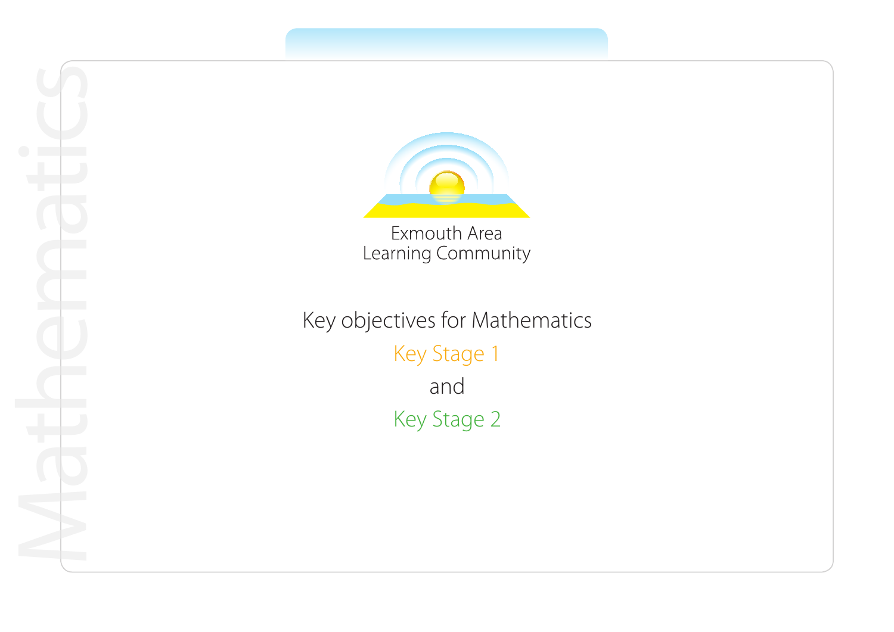Mathematics

Exmouth Area
Learning Community

# Key objectives for Mathematics

## Key Stage 1

and

## Key Stage 2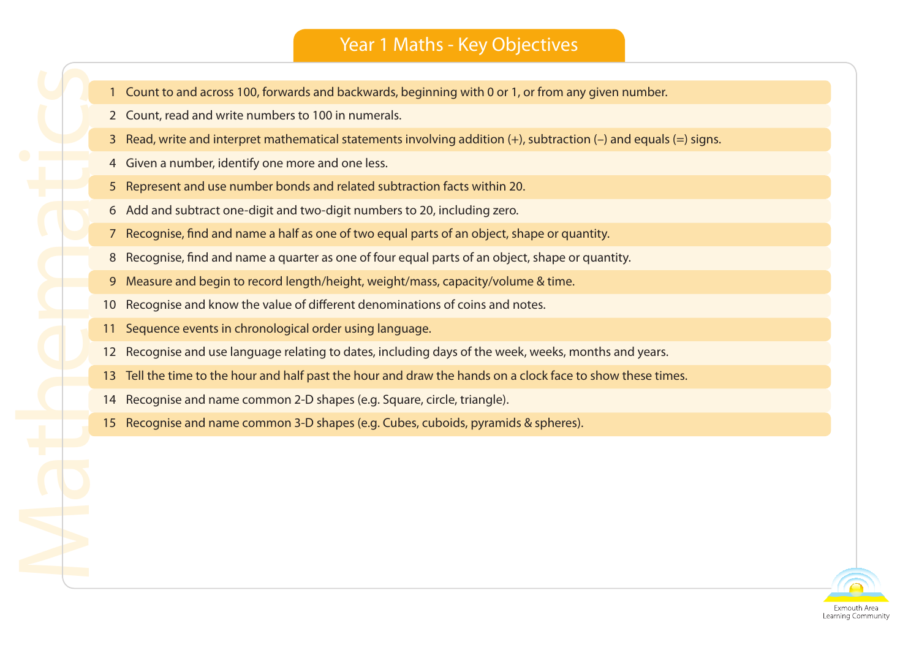# Year 1 Maths - Key Objectives

1. Count to and across 100, forwards and backwards, beginning with 0 or 1, or from any given number.
2. Count, read and write numbers to 100 in numerals.
3. Read, write and interpret mathematical statements involving addition (+), subtraction (–) and equals (=) signs.
4. Given a number, identify one more and one less.
5. Represent and use number bonds and related subtraction facts within 20.
6. Add and subtract one-digit and two-digit numbers to 20, including zero.
7. Recognise, find and name a half as one of two equal parts of an object, shape or quantity.
8. Recognise, find and name a quarter as one of four equal parts of an object, shape or quantity.
9. Measure and begin to record length/height, weight/mass, capacity/volume & time.
10. Recognise and know the value of different denominations of coins and notes.
11. Sequence events in chronological order using language.
12. Recognise and use language relating to dates, including days of the week, weeks, months and years.
13. Tell the time to the hour and half past the hour and draw the hands on a clock face to show these times.
14. Recognise and name common 2-D shapes (e.g. Square, circle, triangle).
15. Recognise and name common 3-D shapes (e.g. Cubes, cuboids, pyramids & spheres).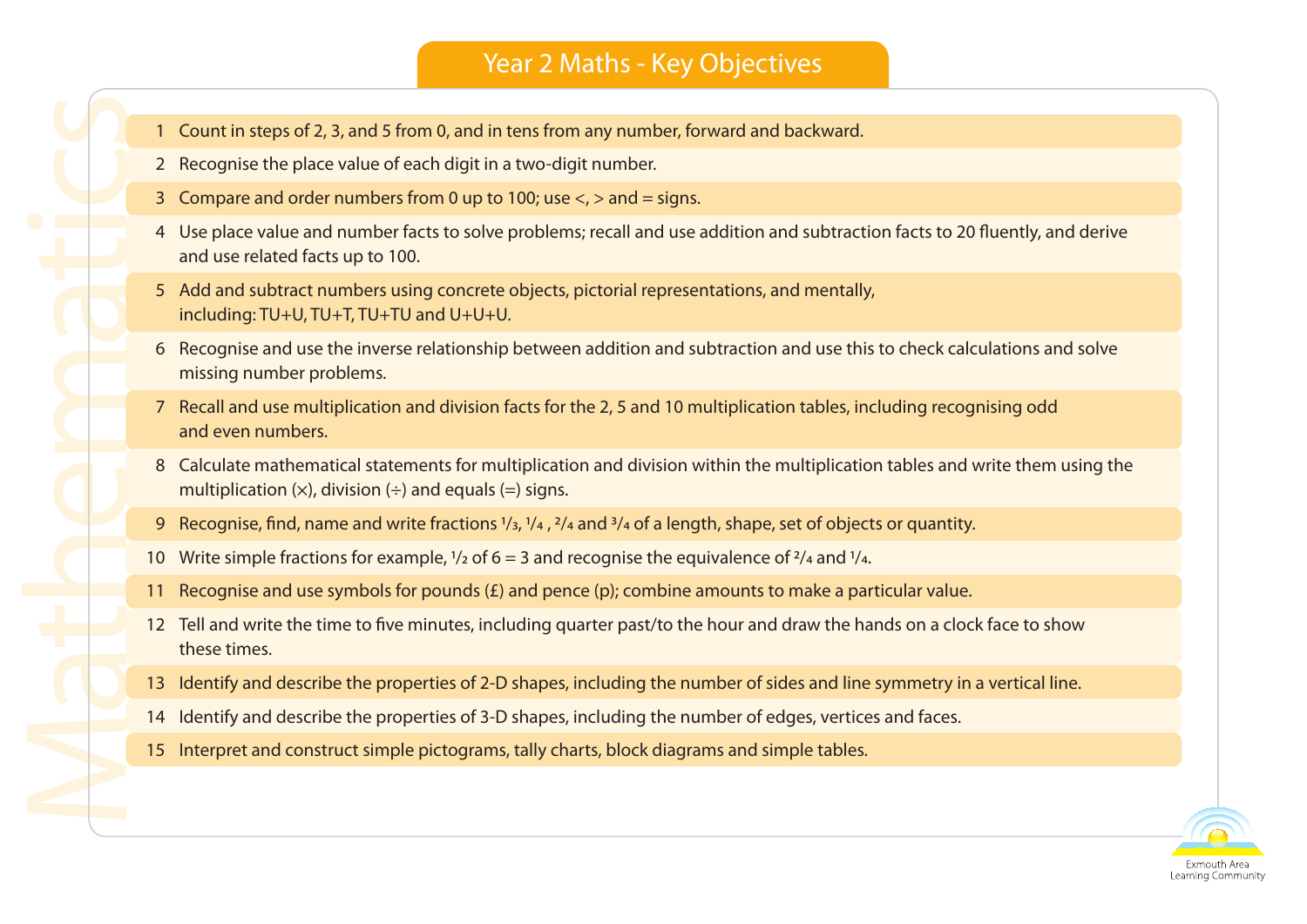# Year 2 Maths - Key Objectives

1. Count in steps of 2, 3, and 5 from 0, and in tens from any number, forward and backward.
2. Recognise the place value of each digit in a two-digit number.
3. Compare and order numbers from 0 up to 100; use <, > and = signs.
4. Use place value and number facts to solve problems; recall and use addition and subtraction facts to 20 fluently, and derive and use related facts up to 100.
5. Add and subtract numbers using concrete objects, pictorial representations, and mentally, including: TU+U, TU+T, TU+TU and U+U+U.
6. Recognise and use the inverse relationship between addition and subtraction and use this to check calculations and solve missing number problems.
7. Recall and use multiplication and division facts for the 2, 5 and 10 multiplication tables, including recognising odd and even numbers.
8. Calculate mathematical statements for multiplication and division within the multiplication tables and write them using the multiplication (×), division (÷) and equals (=) signs.
9. Recognise, find, name and write fractions $^1/_3$, $^1/_4$ , $^2/_4$ and $^3/_4$ of a length, shape, set of objects or quantity.
10. Write simple fractions for example, $^1/_2$ of 6 = 3 and recognise the equivalence of $^2/_4$ and $^1/_4$.
11. Recognise and use symbols for pounds (£) and pence (p); combine amounts to make a particular value.
12. Tell and write the time to five minutes, including quarter past/to the hour and draw the hands on a clock face to show these times.
13. Identify and describe the properties of 2-D shapes, including the number of sides and line symmetry in a vertical line.
14. Identify and describe the properties of 3-D shapes, including the number of edges, vertices and faces.
15. Interpret and construct simple pictograms, tally charts, block diagrams and simple tables.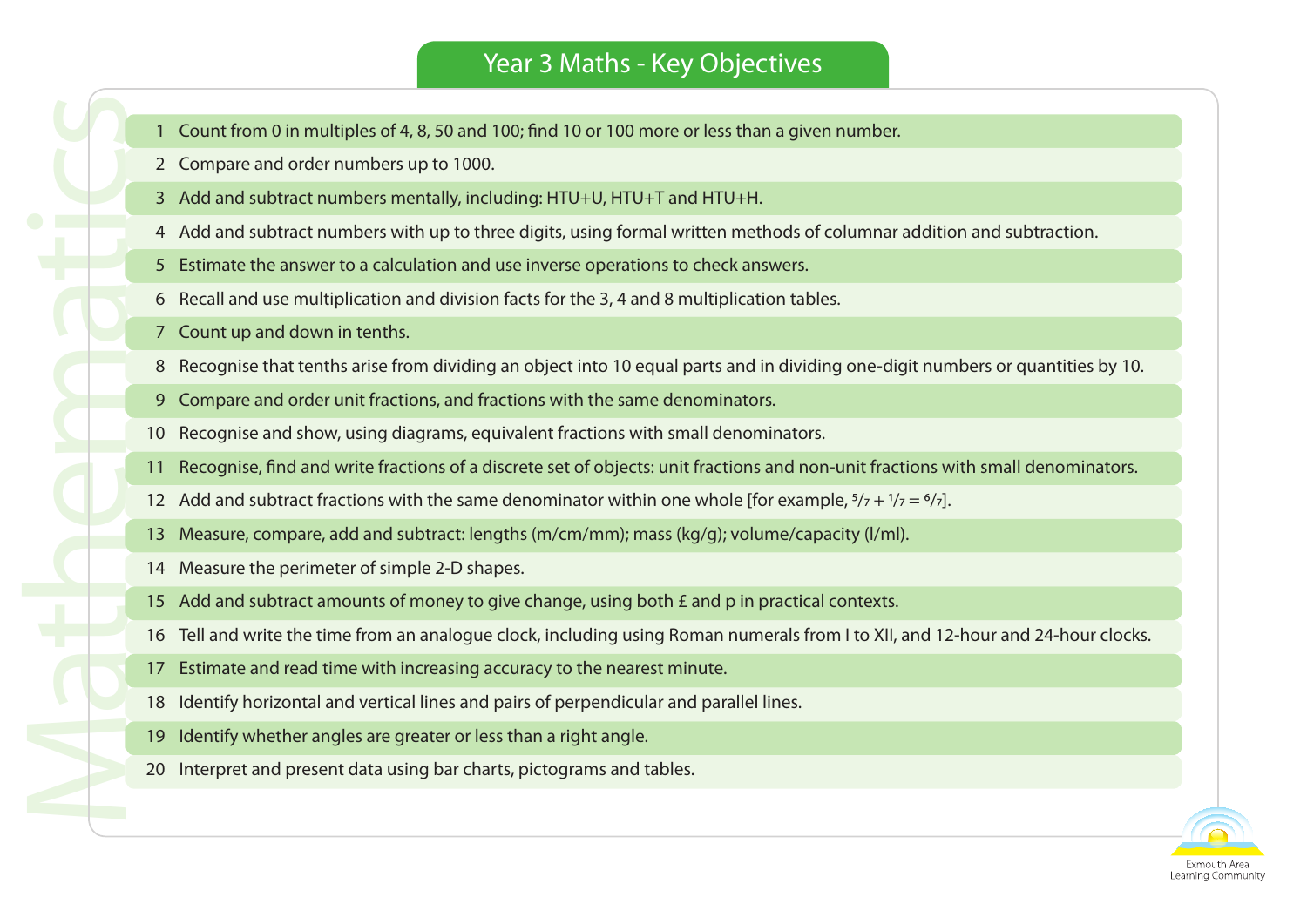# Year 3 Maths - Key Objectives

1. Count from 0 in multiples of 4, 8, 50 and 100; find 10 or 100 more or less than a given number.
2. Compare and order numbers up to 1000.
3. Add and subtract numbers mentally, including: HTU+U, HTU+T and HTU+H.
4. Add and subtract numbers with up to three digits, using formal written methods of columnar addition and subtraction.
5. Estimate the answer to a calculation and use inverse operations to check answers.
6. Recall and use multiplication and division facts for the 3, 4 and 8 multiplication tables.
7. Count up and down in tenths.
8. Recognise that tenths arise from dividing an object into 10 equal parts and in dividing one-digit numbers or quantities by 10.
9. Compare and order unit fractions, and fractions with the same denominators.
10. Recognise and show, using diagrams, equivalent fractions with small denominators.
11. Recognise, find and write fractions of a discrete set of objects: unit fractions and non-unit fractions with small denominators.
12. Add and subtract fractions with the same denominator within one whole [for example, $\frac{5}{7} + \frac{1}{7} = \frac{6}{7}$].
13. Measure, compare, add and subtract: lengths (m/cm/mm); mass (kg/g); volume/capacity (l/ml).
14. Measure the perimeter of simple 2-D shapes.
15. Add and subtract amounts of money to give change, using both £ and p in practical contexts.
16. Tell and write the time from an analogue clock, including using Roman numerals from I to XII, and 12-hour and 24-hour clocks.
17. Estimate and read time with increasing accuracy to the nearest minute.
18. Identify horizontal and vertical lines and pairs of perpendicular and parallel lines.
19. Identify whether angles are greater or less than a right angle.
20. Interpret and present data using bar charts, pictograms and tables.

Exmouth Area Learning Community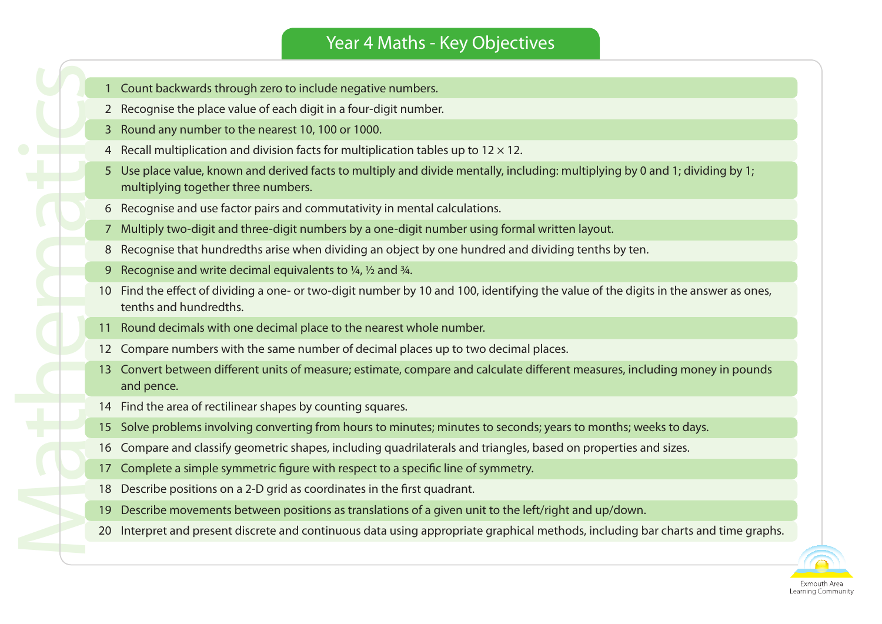# Year 4 Maths - Key Objectives

1. Count backwards through zero to include negative numbers.
2. Recognise the place value of each digit in a four-digit number.
3. Round any number to the nearest 10, 100 or 1000.
4. Recall multiplication and division facts for multiplication tables up to $12 \times 12$.
5. Use place value, known and derived facts to multiply and divide mentally, including: multiplying by 0 and 1; dividing by 1; multiplying together three numbers.
6. Recognise and use factor pairs and commutativity in mental calculations.
7. Multiply two-digit and three-digit numbers by a one-digit number using formal written layout.
8. Recognise that hundredths arise when dividing an object by one hundred and dividing tenths by ten.
9. Recognise and write decimal equivalents to ¼, ½ and ¾.
10. Find the effect of dividing a one- or two-digit number by 10 and 100, identifying the value of the digits in the answer as ones, tenths and hundredths.
11. Round decimals with one decimal place to the nearest whole number.
12. Compare numbers with the same number of decimal places up to two decimal places.
13. Convert between different units of measure; estimate, compare and calculate different measures, including money in pounds and pence.
14. Find the area of rectilinear shapes by counting squares.
15. Solve problems involving converting from hours to minutes; minutes to seconds; years to months; weeks to days.
16. Compare and classify geometric shapes, including quadrilaterals and triangles, based on properties and sizes.
17. Complete a simple symmetric figure with respect to a specific line of symmetry.
18. Describe positions on a 2-D grid as coordinates in the first quadrant.
19. Describe movements between positions as translations of a given unit to the left/right and up/down.
20. Interpret and present discrete and continuous data using appropriate graphical methods, including bar charts and time graphs.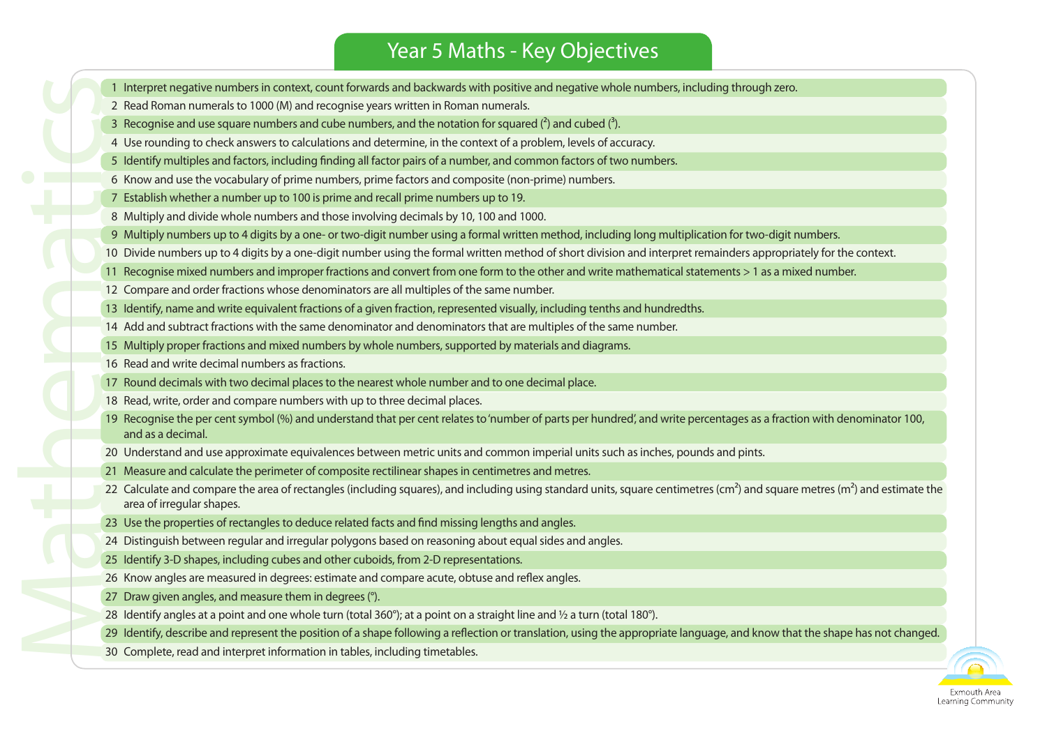# Year 5 Maths - Key Objectives

1. Interpret negative numbers in context, count forwards and backwards with positive and negative whole numbers, including through zero.
2. Read Roman numerals to 1000 (M) and recognise years written in Roman numerals.
3. Recognise and use square numbers and cube numbers, and the notation for squared ($^2$) and cubed ($^3$).
4. Use rounding to check answers to calculations and determine, in the context of a problem, levels of accuracy.
5. Identify multiples and factors, including finding all factor pairs of a number, and common factors of two numbers.
6. Know and use the vocabulary of prime numbers, prime factors and composite (non-prime) numbers.
7. Establish whether a number up to 100 is prime and recall prime numbers up to 19.
8. Multiply and divide whole numbers and those involving decimals by 10, 100 and 1000.
9. Multiply numbers up to 4 digits by a one- or two-digit number using a formal written method, including long multiplication for two-digit numbers.
10. Divide numbers up to 4 digits by a one-digit number using the formal written method of short division and interpret remainders appropriately for the context.
11. Recognise mixed numbers and improper fractions and convert from one form to the other and write mathematical statements > 1 as a mixed number.
12. Compare and order fractions whose denominators are all multiples of the same number.
13. Identify, name and write equivalent fractions of a given fraction, represented visually, including tenths and hundredths.
14. Add and subtract fractions with the same denominator and denominators that are multiples of the same number.
15. Multiply proper fractions and mixed numbers by whole numbers, supported by materials and diagrams.
16. Read and write decimal numbers as fractions.
17. Round decimals with two decimal places to the nearest whole number and to one decimal place.
18. Read, write, order and compare numbers with up to three decimal places.
19. Recognise the per cent symbol (%) and understand that per cent relates to 'number of parts per hundred', and write percentages as a fraction with denominator 100, and as a decimal.
20. Understand and use approximate equivalences between metric units and common imperial units such as inches, pounds and pints.
21. Measure and calculate the perimeter of composite rectilinear shapes in centimetres and metres.
22. Calculate and compare the area of rectangles (including squares), and including using standard units, square centimetres ($cm^2$) and square metres ($m^2$) and estimate the area of irregular shapes.
23. Use the properties of rectangles to deduce related facts and find missing lengths and angles.
24. Distinguish between regular and irregular polygons based on reasoning about equal sides and angles.
25. Identify 3-D shapes, including cubes and other cuboids, from 2-D representations.
26. Know angles are measured in degrees: estimate and compare acute, obtuse and reflex angles.
27. Draw given angles, and measure them in degrees (°).
28. Identify angles at a point and one whole turn (total 360°); at a point on a straight line and ½ a turn (total 180°).
29. Identify, describe and represent the position of a shape following a reflection or translation, using the appropriate language, and know that the shape has not changed.
30. Complete, read and interpret information in tables, including timetables.

Exmouth Area Learning Community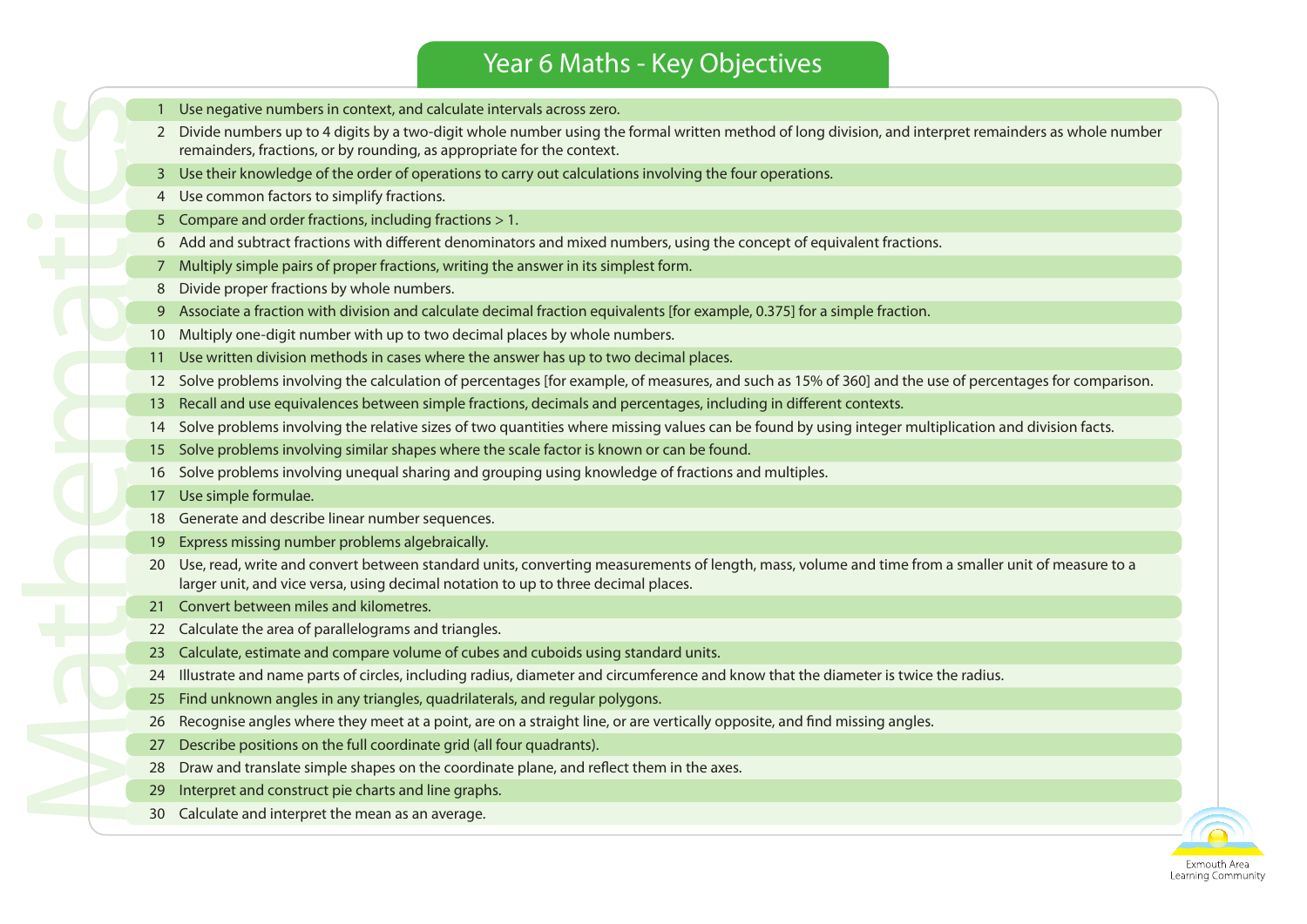# Year 6 Maths - Key Objectives

1. Use negative numbers in context, and calculate intervals across zero.
2. Divide numbers up to 4 digits by a two-digit whole number using the formal written method of long division, and interpret remainders as whole number remainders, fractions, or by rounding, as appropriate for the context.
3. Use their knowledge of the order of operations to carry out calculations involving the four operations.
4. Use common factors to simplify fractions.
5. Compare and order fractions, including fractions > 1.
6. Add and subtract fractions with different denominators and mixed numbers, using the concept of equivalent fractions.
7. Multiply simple pairs of proper fractions, writing the answer in its simplest form.
8. Divide proper fractions by whole numbers.
9. Associate a fraction with division and calculate decimal fraction equivalents [for example, 0.375] for a simple fraction.
10. Multiply one-digit number with up to two decimal places by whole numbers.
11. Use written division methods in cases where the answer has up to two decimal places.
12. Solve problems involving the calculation of percentages [for example, of measures, and such as 15% of 360] and the use of percentages for comparison.
13. Recall and use equivalences between simple fractions, decimals and percentages, including in different contexts.
14. Solve problems involving the relative sizes of two quantities where missing values can be found by using integer multiplication and division facts.
15. Solve problems involving similar shapes where the scale factor is known or can be found.
16. Solve problems involving unequal sharing and grouping using knowledge of fractions and multiples.
17. Use simple formulae.
18. Generate and describe linear number sequences.
19. Express missing number problems algebraically.
20. Use, read, write and convert between standard units, converting measurements of length, mass, volume and time from a smaller unit of measure to a larger unit, and vice versa, using decimal notation to up to three decimal places.
21. Convert between miles and kilometres.
22. Calculate the area of parallelograms and triangles.
23. Calculate, estimate and compare volume of cubes and cuboids using standard units.
24. Illustrate and name parts of circles, including radius, diameter and circumference and know that the diameter is twice the radius.
25. Find unknown angles in any triangles, quadrilaterals, and regular polygons.
26. Recognise angles where they meet at a point, are on a straight line, or are vertically opposite, and find missing angles.
27. Describe positions on the full coordinate grid (all four quadrants).
28. Draw and translate simple shapes on the coordinate plane, and reflect them in the axes.
29. Interpret and construct pie charts and line graphs.
30. Calculate and interpret the mean as an average.